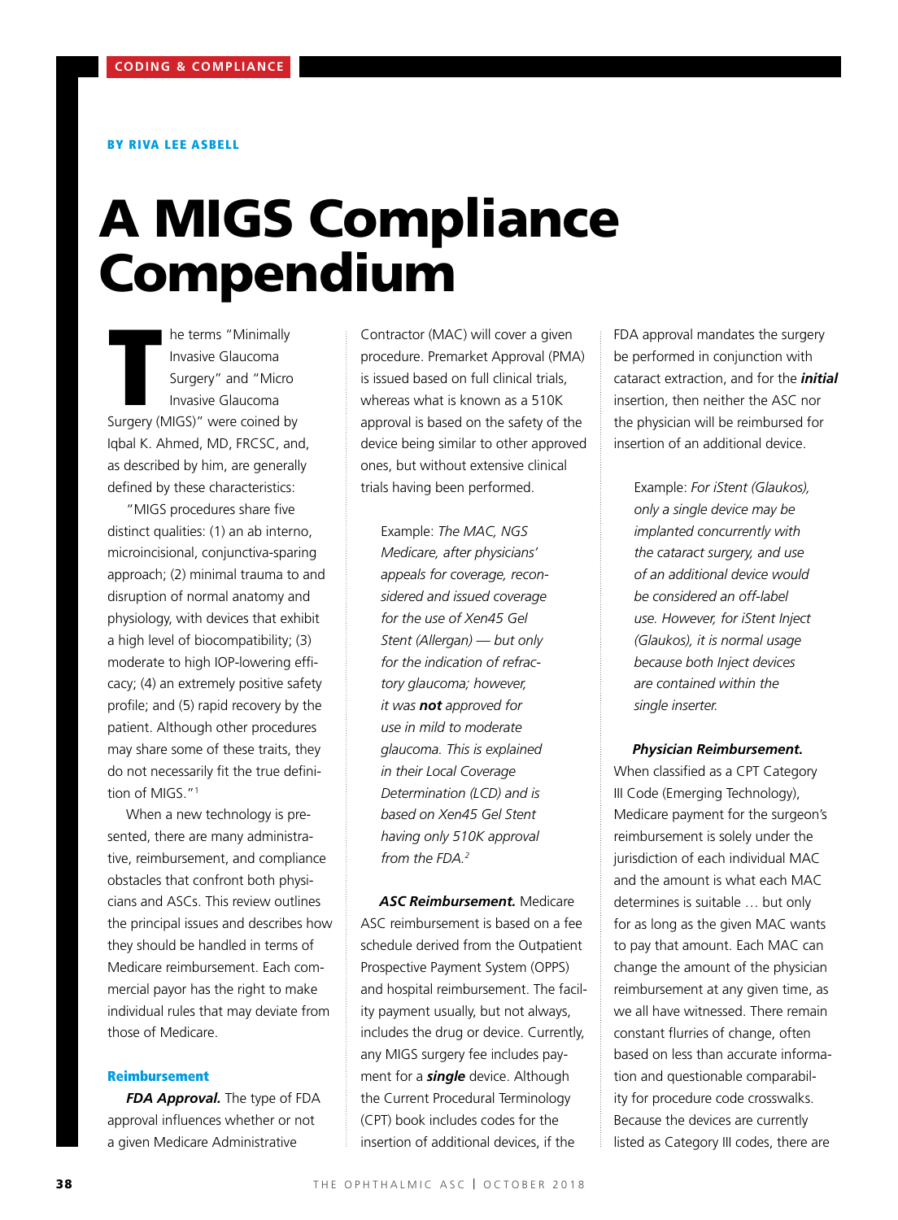CODING & COMPLIANCE

BY RIVA LEE ASBELL

# A MIGS Compliance Compendium

The terms "Minimally Invasive Glaucoma Surgery" and "Micro Invasive Glaucoma Surgery (MIGS)" were coined by Iqbal K. Ahmed, MD, FRCSC, and, as described by him, are generally defined by these characteristics:

"MIGS procedures share five distinct qualities: (1) an ab interno, microincisional, conjunctiva-sparing approach; (2) minimal trauma to and disruption of normal anatomy and physiology, with devices that exhibit a high level of biocompatibility; (3) moderate to high IOP-lowering efficacy; (4) an extremely positive safety profile; and (5) rapid recovery by the patient. Although other procedures may share some of these traits, they do not necessarily fit the true definition of MIGS."[1]

When a new technology is presented, there are many administrative, reimbursement, and compliance obstacles that confront both physicians and ASCs. This review outlines the principal issues and describes how they should be handled in terms of Medicare reimbursement. Each commercial payor has the right to make individual rules that may deviate from those of Medicare.

## Reimbursement

***FDA Approval.*** The type of FDA approval influences whether or not a given Medicare Administrative Contractor (MAC) will cover a given procedure. Premarket Approval (PMA) is issued based on full clinical trials, whereas what is known as a 510K approval is based on the safety of the device being similar to other approved ones, but without extensive clinical trials having been performed.

> Example: *The MAC, NGS Medicare, after physicians' appeals for coverage, reconsidered and issued coverage for the use of Xen45 Gel Stent (Allergan) — but only for the indication of refractory glaucoma; however, it was **not** approved for use in mild to moderate glaucoma. This is explained in their Local Coverage Determination (LCD) and is based on Xen45 Gel Stent having only 510K approval from the FDA.*[2]

***ASC Reimbursement.*** Medicare ASC reimbursement is based on a fee schedule derived from the Outpatient Prospective Payment System (OPPS) and hospital reimbursement. The facility payment usually, but not always, includes the drug or device. Currently, any MIGS surgery fee includes payment for a ***single*** device. Although the Current Procedural Terminology (CPT) book includes codes for the insertion of additional devices, if the FDA approval mandates the surgery be performed in conjunction with cataract extraction, and for the ***initial*** insertion, then neither the ASC nor the physician will be reimbursed for insertion of an additional device.

> Example: *For iStent (Glaukos), only a single device may be implanted concurrently with the cataract surgery, and use of an additional device would be considered an off-label use. However, for iStent Inject (Glaukos), it is normal usage because both Inject devices are contained within the single inserter.*

***Physician Reimbursement.*** When classified as a CPT Category III Code (Emerging Technology), Medicare payment for the surgeon's reimbursement is solely under the jurisdiction of each individual MAC and the amount is what each MAC determines is suitable … but only for as long as the given MAC wants to pay that amount. Each MAC can change the amount of the physician reimbursement at any given time, as we all have witnessed. There remain constant flurries of change, often based on less than accurate information and questionable comparability for procedure code crosswalks. Because the devices are currently listed as Category III codes, there are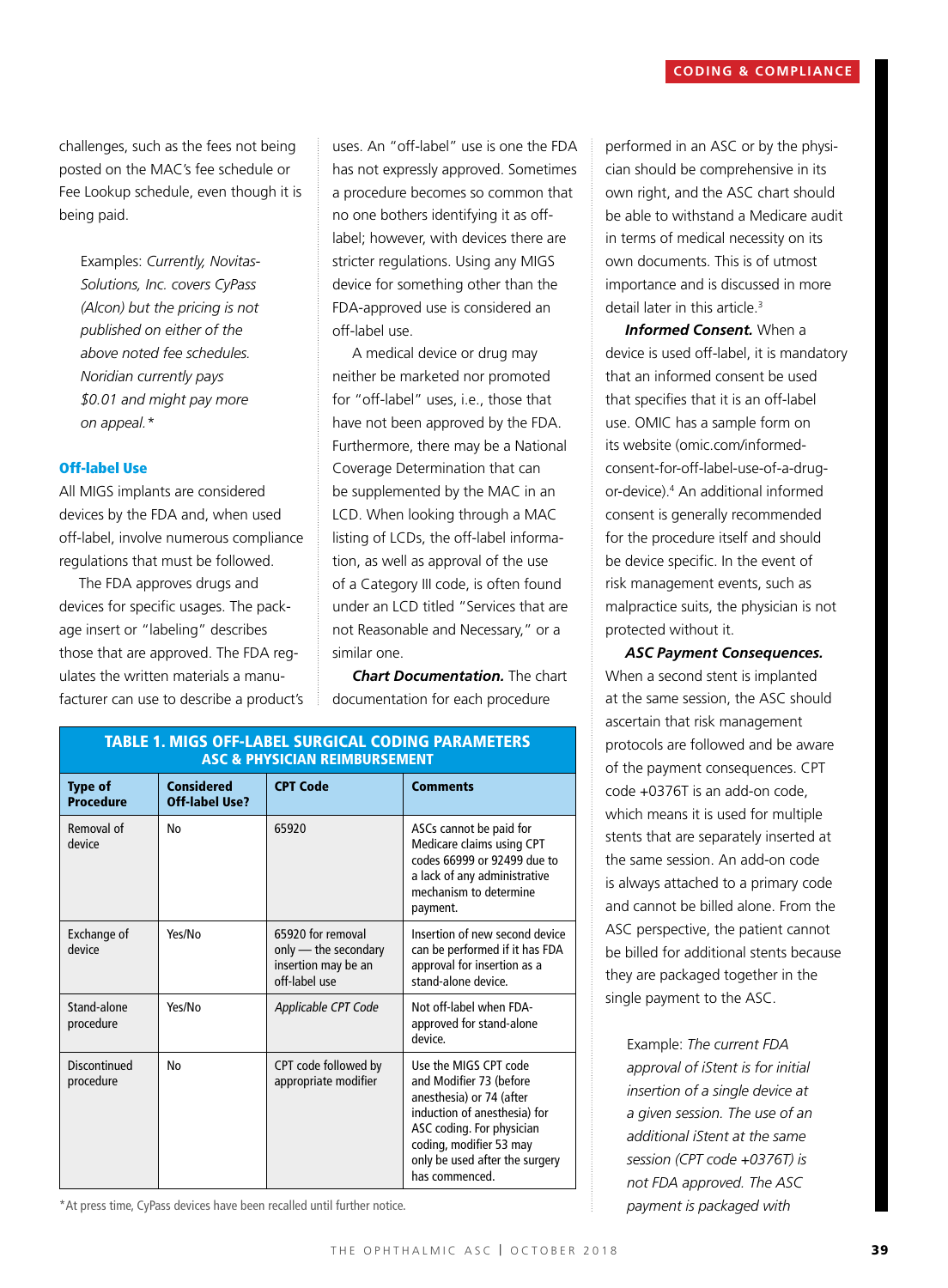challenges, such as the fees not being posted on the MAC's fee schedule or Fee Lookup schedule, even though it is being paid.

> Examples: *Currently, Novitas-Solutions, Inc. covers CyPass (Alcon) but the pricing is not published on either of the above noted fee schedules. Noridian currently pays $0.01 and might pay more on appeal.**

## Off-label Use

All MIGS implants are considered devices by the FDA and, when used off-label, involve numerous compliance regulations that must be followed.

The FDA approves drugs and devices for specific usages. The package insert or "labeling" describes those that are approved. The FDA regulates the written materials a manufacturer can use to describe a product's uses. An "off-label" use is one the FDA has not expressly approved. Sometimes a procedure becomes so common that no one bothers identifying it as off-label; however, with devices there are stricter regulations. Using any MIGS device for something other than the FDA-approved use is considered an off-label use.

A medical device or drug may neither be marketed nor promoted for "off-label" uses, i.e., those that have not been approved by the FDA. Furthermore, there may be a National Coverage Determination that can be supplemented by the MAC in an LCD. When looking through a MAC listing of LCDs, the off-label information, as well as approval of the use of a Category III code, is often found under an LCD titled "Services that are not Reasonable and Necessary," or a similar one.

***Chart Documentation.*** The chart documentation for each procedure performed in an ASC or by the physician should be comprehensive in its own right, and the ASC chart should be able to withstand a Medicare audit in terms of medical necessity on its own documents. This is of utmost importance and is discussed in more detail later in this article.[3]

***Informed Consent.*** When a device is used off-label, it is mandatory that an informed consent be used that specifies that it is an off-label use. OMIC has a sample form on its website (omic.com/informed-consent-for-off-label-use-of-a-drug-or-device).[4] An additional informed consent is generally recommended for the procedure itself and should be device specific. In the event of risk management events, such as malpractice suits, the physician is not protected without it.

***ASC Payment Consequences.*** When a second stent is implanted at the same session, the ASC should ascertain that risk management protocols are followed and be aware of the payment consequences. CPT code +0376T is an add-on code, which means it is used for multiple stents that are separately inserted at the same session. An add-on code is always attached to a primary code and cannot be billed alone. From the ASC perspective, the patient cannot be billed for additional stents because they are packaged together in the single payment to the ASC.

> Example: *The current FDA approval of iStent is for initial insertion of a single device at a given session. The use of an additional iStent at the same session (CPT code +0376T) is not FDA approved. The ASC payment is packaged with*

**TABLE 1. MIGS OFF-LABEL SURGICAL CODING PARAMETERS ASC & PHYSICIAN REIMBURSEMENT**

| Type of Procedure | Considered Off-label Use? | CPT Code | Comments |
|---|---|---|---|
| Removal of device | No | 65920 | ASCs cannot be paid for Medicare claims using CPT codes 66999 or 92499 due to a lack of any administrative mechanism to determine payment. |
| Exchange of device | Yes/No | 65920 for removal only — the secondary insertion may be an off-label use | Insertion of new second device can be performed if it has FDA approval for insertion as a stand-alone device. |
| Stand-alone procedure | Yes/No | *Applicable CPT Code* | Not off-label when FDA-approved for stand-alone device. |
| Discontinued procedure | No | CPT code followed by appropriate modifier | Use the MIGS CPT code and Modifier 73 (before anesthesia) or 74 (after induction of anesthesia) for ASC coding. For physician coding, modifier 53 may only be used after the surgery has commenced. |

*At press time, CyPass devices have been recalled until further notice.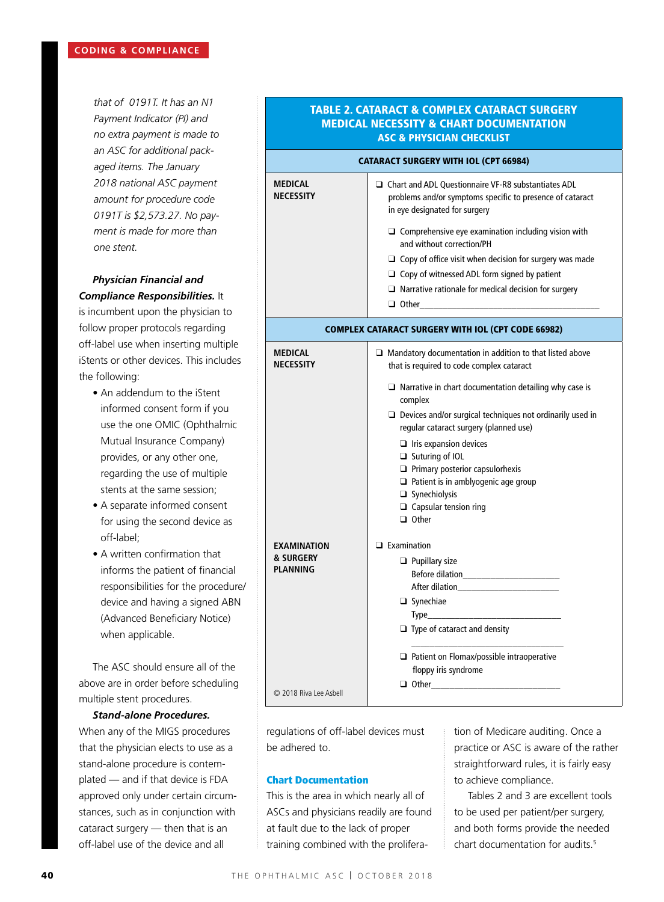that of 0191T. It has an N1 Payment Indicator (PI) and no extra payment is made to an ASC for additional packaged items. The January 2018 national ASC payment amount for procedure code 0191T is $2,573.27. No payment is made for more than one stent.

***Physician Financial and Compliance Responsibilities.*** It is incumbent upon the physician to follow proper protocols regarding off-label use when inserting multiple iStents or other devices. This includes the following:

- An addendum to the iStent informed consent form if you use the one OMIC (Ophthalmic Mutual Insurance Company) provides, or any other one, regarding the use of multiple stents at the same session;
- A separate informed consent for using the second device as off-label;
- A written confirmation that informs the patient of financial responsibilities for the procedure/device and having a signed ABN (Advanced Beneficiary Notice) when applicable.

The ASC should ensure all of the above are in order before scheduling multiple stent procedures.

***Stand-alone Procedures.*** When any of the MIGS procedures that the physician elects to use as a stand-alone procedure is contemplated — and if that device is FDA approved only under certain circumstances, such as in conjunction with cataract surgery — then that is an off-label use of the device and all regulations of off-label devices must be adhered to.

## Chart Documentation

This is the area in which nearly all of ASCs and physicians readily are found at fault due to the lack of proper training combined with the proliferation of Medicare auditing. Once a practice or ASC is aware of the rather straightforward rules, it is fairly easy to achieve compliance.

Tables 2 and 3 are excellent tools to be used per patient/per surgery, and both forms provide the needed chart documentation for audits.[5]

**TABLE 2. CATARACT & COMPLEX CATARACT SURGERY MEDICAL NECESSITY & CHART DOCUMENTATION ASC & PHYSICIAN CHECKLIST**

| | |
|---|---|
| **CATARACT SURGERY WITH IOL (CPT 66984)** | |
| **MEDICAL NECESSITY** | ❑ Chart and ADL Questionnaire VF-R8 substantiates ADL problems and/or symptoms specific to presence of cataract in eye designated for surgery<br>❑ Comprehensive eye examination including vision with and without correction/PH<br>❑ Copy of office visit when decision for surgery was made<br>❑ Copy of witnessed ADL form signed by patient<br>❑ Narrative rationale for medical decision for surgery<br>❑ Other________________ |
| **COMPLEX CATARACT SURGERY WITH IOL (CPT CODE 66982)** | |
| **MEDICAL NECESSITY** | ❑ Mandatory documentation in addition to that listed above that is required to code complex cataract<br>❑ Narrative in chart documentation detailing why case is complex<br>❑ Devices and/or surgical techniques not ordinarily used in regular cataract surgery (planned use)<br>❑ Iris expansion devices<br>❑ Suturing of IOL<br>❑ Primary posterior capsulorhexis<br>❑ Patient is in amblyogenic age group<br>❑ Synechiolysis<br>❑ Capsular tension ring<br>❑ Other |
| **EXAMINATION & SURGERY PLANNING** | ❑ Examination<br>❑ Pupillary size<br>Before dilation________________<br>After dilation________________<br>❑ Synechiae<br>Type________________<br>❑ Type of cataract and density<br>________________<br>❑ Patient on Flomax/possible intraoperative floppy iris syndrome<br>❑ Other________________ |

© 2018 Riva Lee Asbell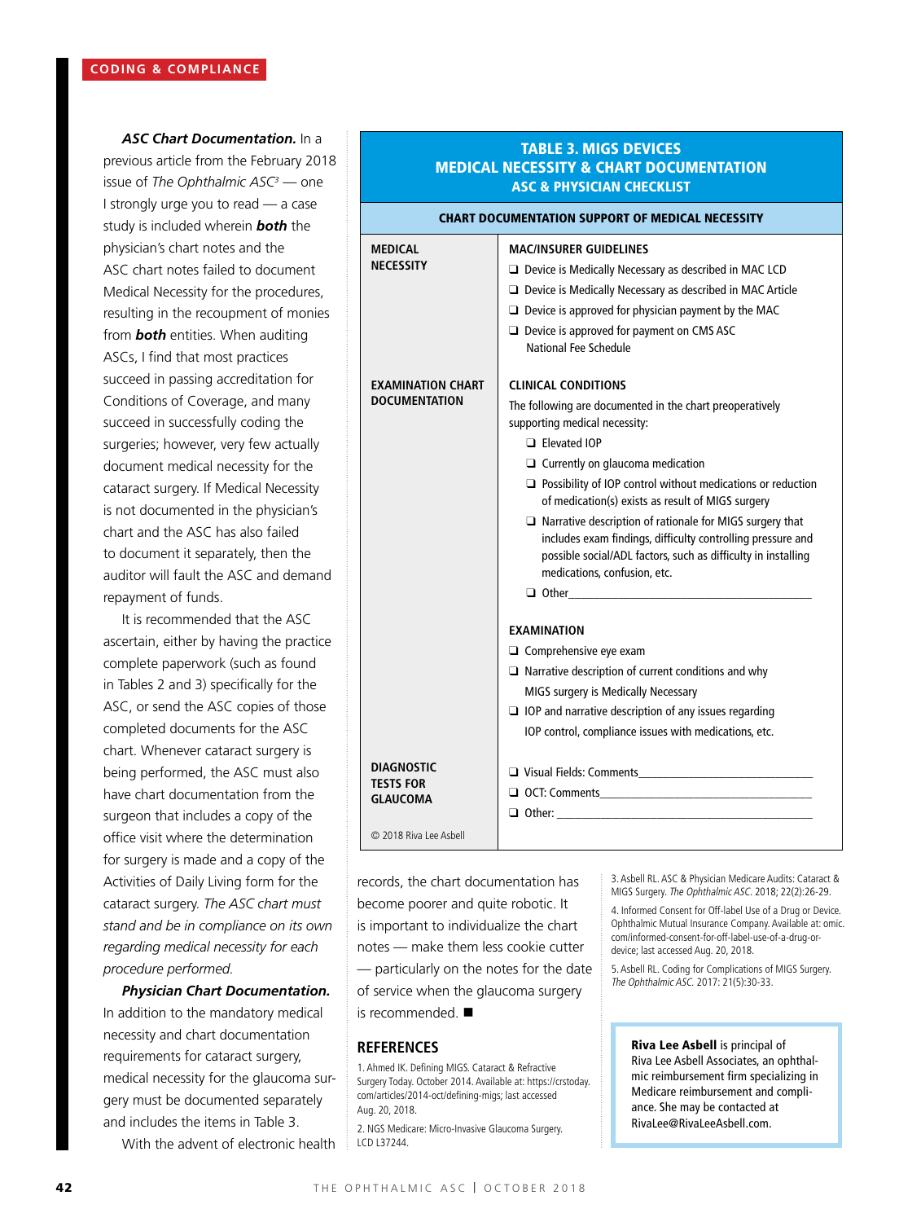**CODING & COMPLIANCE**

***ASC Chart Documentation.*** In a previous article from the February 2018 issue of *The Ophthalmic ASC*[3] — one I strongly urge you to read — a case study is included wherein ***both*** the physician's chart notes and the ASC chart notes failed to document Medical Necessity for the procedures, resulting in the recoupment of monies from ***both*** entities. When auditing ASCs, I find that most practices succeed in passing accreditation for Conditions of Coverage, and many succeed in successfully coding the surgeries; however, very few actually document medical necessity for the cataract surgery. If Medical Necessity is not documented in the physician's chart and the ASC has also failed to document it separately, then the auditor will fault the ASC and demand repayment of funds.

It is recommended that the ASC ascertain, either by having the practice complete paperwork (such as found in Tables 2 and 3) specifically for the ASC, or send the ASC copies of those completed documents for the ASC chart. Whenever cataract surgery is being performed, the ASC must also have chart documentation from the surgeon that includes a copy of the office visit where the determination for surgery is made and a copy of the Activities of Daily Living form for the cataract surgery. *The ASC chart must stand and be in compliance on its own regarding medical necessity for each procedure performed.*

***Physician Chart Documentation.*** In addition to the mandatory medical necessity and chart documentation requirements for cataract surgery, medical necessity for the glaucoma surgery must be documented separately and includes the items in Table 3.

With the advent of electronic health records, the chart documentation has become poorer and quite robotic. It is important to individualize the chart notes — make them less cookie cutter — particularly on the notes for the date of service when the glaucoma surgery is recommended. ■

**TABLE 3. MIGS DEVICES**
**MEDICAL NECESSITY & CHART DOCUMENTATION**
**ASC & PHYSICIAN CHECKLIST**

| CHART DOCUMENTATION SUPPORT OF MEDICAL NECESSITY | |
|---|---|
| **MEDICAL NECESSITY** | **MAC/INSURER GUIDELINES**<br>❑ Device is Medically Necessary as described in MAC LCD<br>❑ Device is Medically Necessary as described in MAC Article<br>❑ Device is approved for physician payment by the MAC<br>❑ Device is approved for payment on CMS ASC National Fee Schedule |
| **EXAMINATION CHART DOCUMENTATION** | **CLINICAL CONDITIONS**<br>The following are documented in the chart preoperatively supporting medical necessity:<br>❑ Elevated IOP<br>❑ Currently on glaucoma medication<br>❑ Possibility of IOP control without medications or reduction of medication(s) exists as result of MIGS surgery<br>❑ Narrative description of rationale for MIGS surgery that includes exam findings, difficulty controlling pressure and possible social/ADL factors, such as difficulty in installing medications, confusion, etc.<br>❑ Other_______________<br><br>**EXAMINATION**<br>❑ Comprehensive eye exam<br>❑ Narrative description of current conditions and why MIGS surgery is Medically Necessary<br>❑ IOP and narrative description of any issues regarding IOP control, compliance issues with medications, etc. |
| **DIAGNOSTIC TESTS FOR GLAUCOMA** | ❑ Visual Fields: Comments_______________<br>❑ OCT: Comments_______________<br>❑ Other: _______________ |

© 2018 Riva Lee Asbell

## REFERENCES

1. Ahmed IK. Defining MIGS. Cataract & Refractive Surgery Today. October 2014. Available at: https://crstoday.com/articles/2014-oct/defining-migs; last accessed Aug. 20, 2018.
2. NGS Medicare: Micro-Invasive Glaucoma Surgery. LCD L37244.
3. Asbell RL. ASC & Physician Medicare Audits: Cataract & MIGS Surgery. *The Ophthalmic ASC.* 2018; 22(2):26-29.
4. Informed Consent for Off-label Use of a Drug or Device. Ophthalmic Mutual Insurance Company. Available at: omic.com/informed-consent-for-off-label-use-of-a-drug-or-device; last accessed Aug. 20, 2018.
5. Asbell RL. Coding for Complications of MIGS Surgery. *The Ophthalmic ASC.* 2017: 21(5):30-33.

**Riva Lee Asbell** is principal of Riva Lee Asbell Associates, an ophthalmic reimbursement firm specializing in Medicare reimbursement and compliance. She may be contacted at RivaLee@RivaLeeAsbell.com.